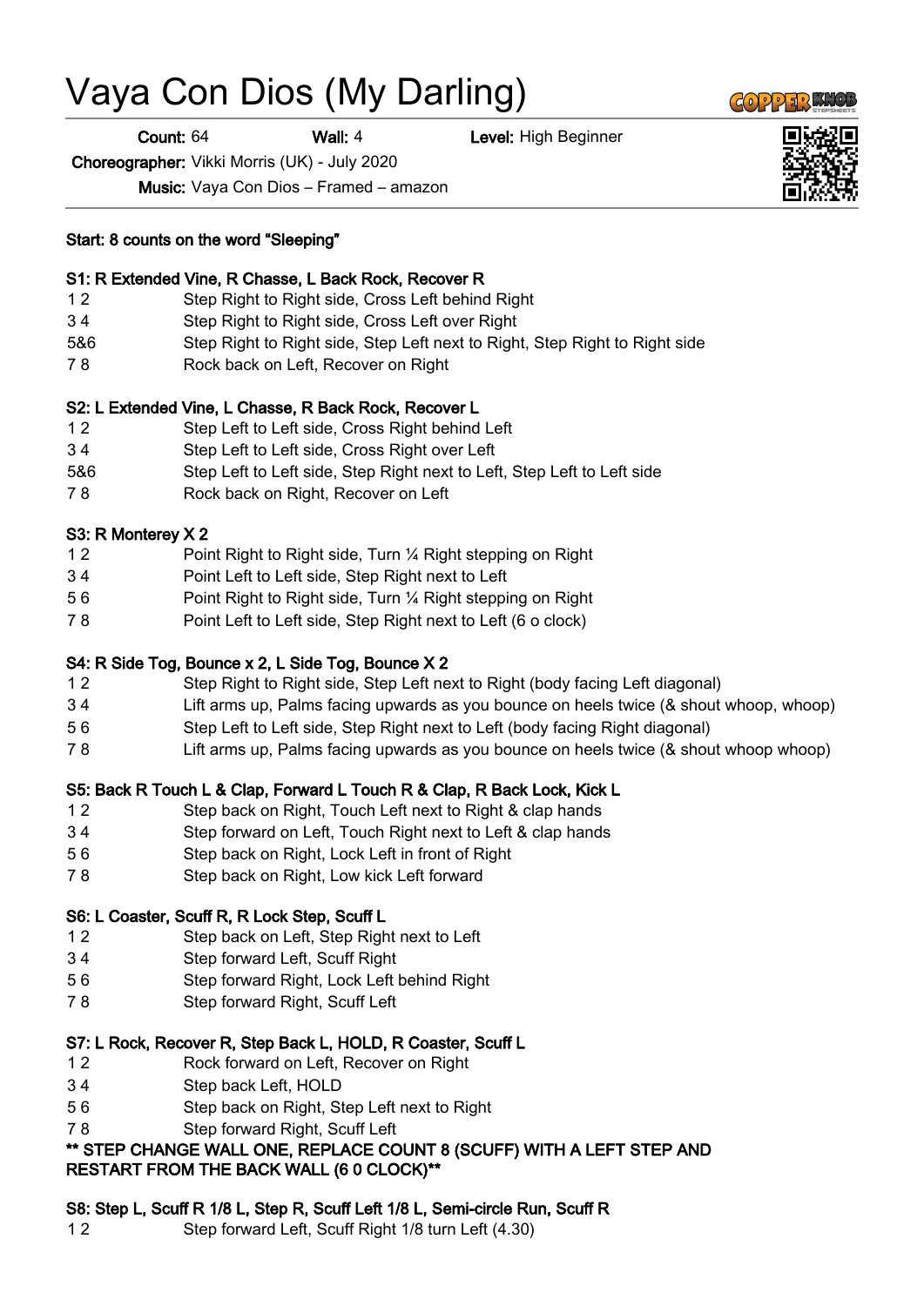# Vaya Con Dios (My Darling)

**Count:** 64 **Wall:** 4 **Level:** High Beginner

**Choreographer:** Vikki Morris (UK) - July 2020

**Music:** Vaya Con Dios – Framed – amazon

**Start: 8 counts on the word "Sleeping"**

**S1: R Extended Vine, R Chasse, L Back Rock, Recover R**

| | |
|---|---|
| 1 2 | Step Right to Right side, Cross Left behind Right |
| 3 4 | Step Right to Right side, Cross Left over Right |
| 5&6 | Step Right to Right side, Step Left next to Right, Step Right to Right side |
| 7 8 | Rock back on Left, Recover on Right |

**S2: L Extended Vine, L Chasse, R Back Rock, Recover L**

| | |
|---|---|
| 1 2 | Step Left to Left side, Cross Right behind Left |
| 3 4 | Step Left to Left side, Cross Right over Left |
| 5&6 | Step Left to Left side, Step Right next to Left, Step Left to Left side |
| 7 8 | Rock back on Right, Recover on Left |

**S3: R Monterey X 2**

| | |
|---|---|
| 1 2 | Point Right to Right side, Turn ¼ Right stepping on Right |
| 3 4 | Point Left to Left side, Step Right next to Left |
| 5 6 | Point Right to Right side, Turn ¼ Right stepping on Right |
| 7 8 | Point Left to Left side, Step Right next to Left (6 o clock) |

**S4: R Side Tog, Bounce x 2, L Side Tog, Bounce X 2**

| | |
|---|---|
| 1 2 | Step Right to Right side, Step Left next to Right (body facing Left diagonal) |
| 3 4 | Lift arms up, Palms facing upwards as you bounce on heels twice (& shout whoop, whoop) |
| 5 6 | Step Left to Left side, Step Right next to Left (body facing Right diagonal) |
| 7 8 | Lift arms up, Palms facing upwards as you bounce on heels twice (& shout whoop whoop) |

**S5: Back R Touch L & Clap, Forward L Touch R & Clap, R Back Lock, Kick L**

| | |
|---|---|
| 1 2 | Step back on Right, Touch Left next to Right & clap hands |
| 3 4 | Step forward on Left, Touch Right next to Left & clap hands |
| 5 6 | Step back on Right, Lock Left in front of Right |
| 7 8 | Step back on Right, Low kick Left forward |

**S6: L Coaster, Scuff R, R Lock Step, Scuff L**

| | |
|---|---|
| 1 2 | Step back on Left, Step Right next to Left |
| 3 4 | Step forward Left, Scuff Right |
| 5 6 | Step forward Right, Lock Left behind Right |
| 7 8 | Step forward Right, Scuff Left |

**S7: L Rock, Recover R, Step Back L, HOLD, R Coaster, Scuff L**

| | |
|---|---|
| 1 2 | Rock forward on Left, Recover on Right |
| 3 4 | Step back Left, HOLD |
| 5 6 | Step back on Right, Step Left next to Right |
| 7 8 | Step forward Right, Scuff Left |

**\*\* STEP CHANGE WALL ONE, REPLACE COUNT 8 (SCUFF) WITH A LEFT STEP AND RESTART FROM THE BACK WALL (6 0 CLOCK)\*\***

**S8: Step L, Scuff R 1/8 L, Step R, Scuff Left 1/8 L, Semi-circle Run, Scuff R**

| | |
|---|---|
| 1 2 | Step forward Left, Scuff Right 1/8 turn Left (4.30) |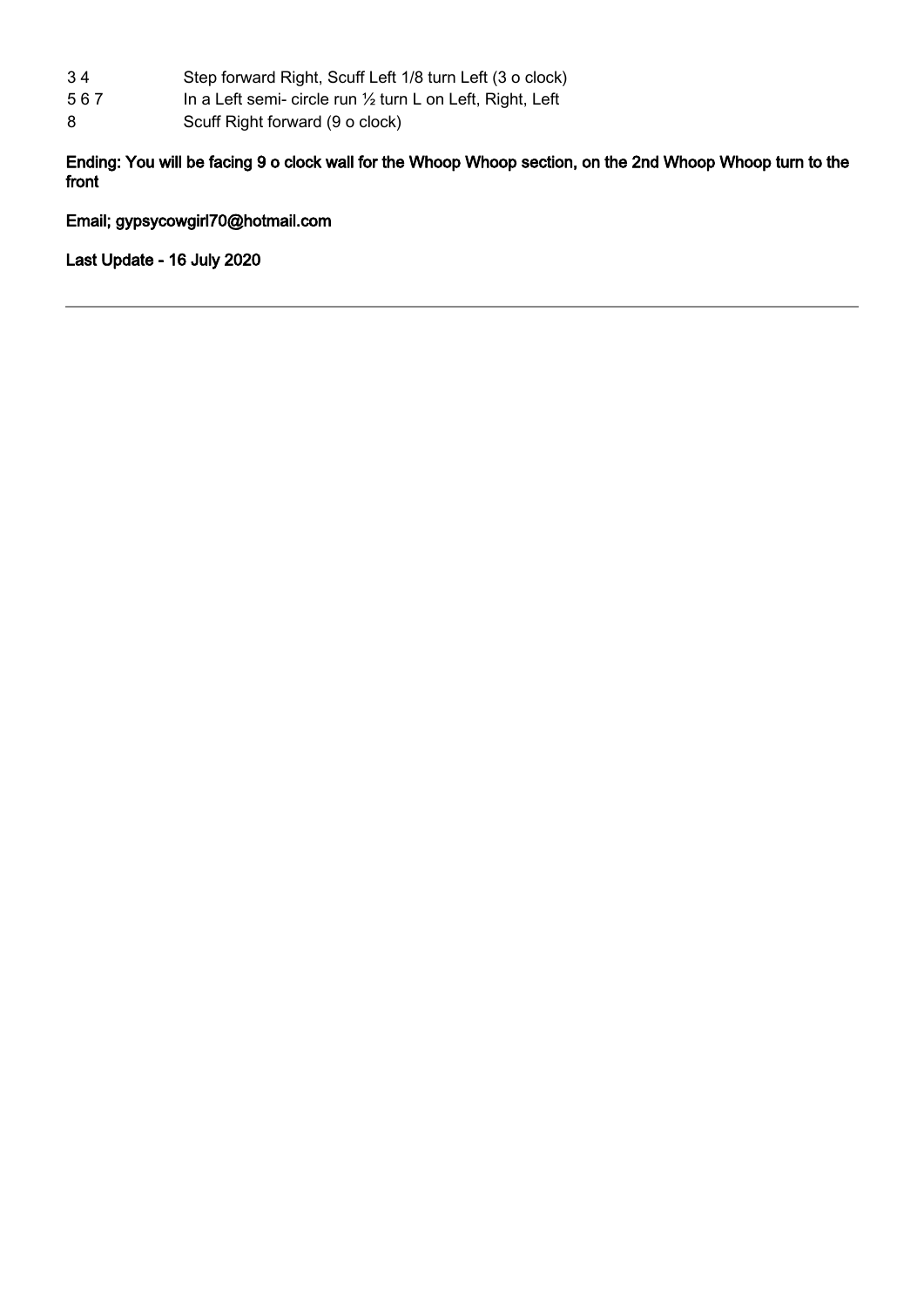| | |
|---|---|
| 3 4 | Step forward Right, Scuff Left 1/8 turn Left (3 o clock) |
| 5 6 7 | In a Left semi- circle run ½ turn L on Left, Right, Left |
| 8 | Scuff Right forward (9 o clock) |

**Ending: You will be facing 9 o clock wall for the Whoop Whoop section, on the 2nd Whoop Whoop turn to the front**

**Email; gypsycowgirl70@hotmail.com**

**Last Update - 16 July 2020**

---